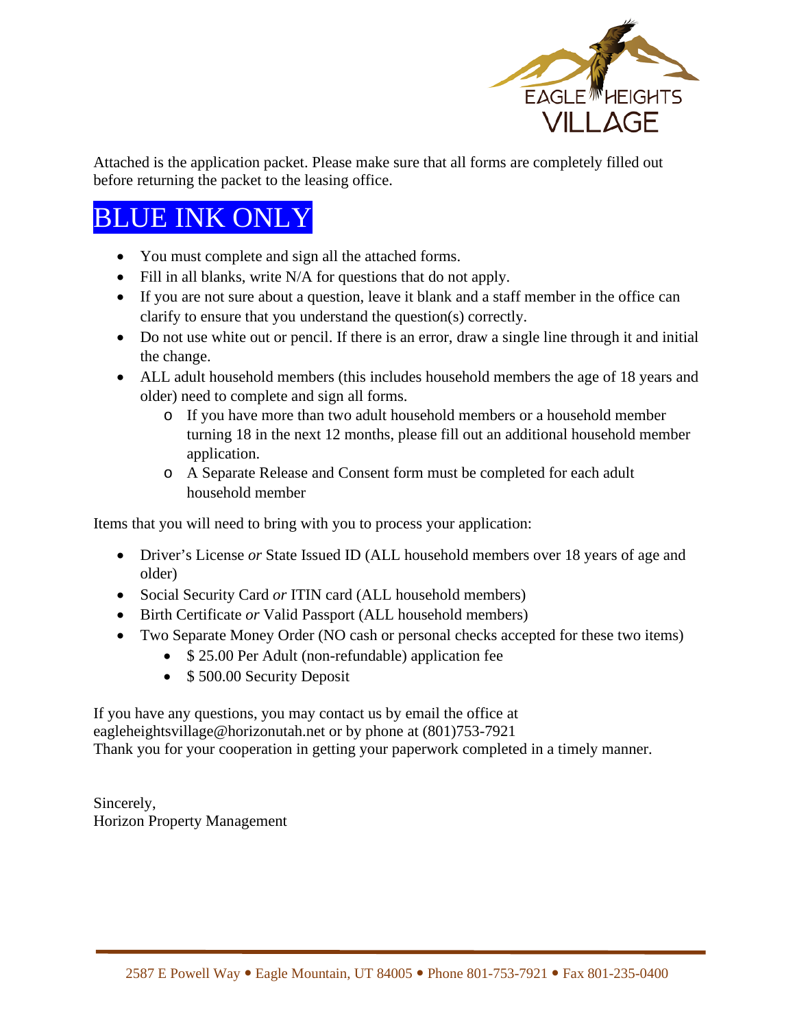Attached is the application packet. Please make sure that all forms are completely filled out before returning the packet to the leasing office.

# BLUE INK ONLY

- You must complete and sign all the attached forms.
- Fill in all blanks, write N/A for questions that do not apply.
- If you are not sure about a question, leave it blank and a staff member in the office can clarify to ensure that you understand the question(s) correctly.
- Do not use white out or pencil. If there is an error, draw a single line through it and initial the change.
- ALL adult household members (this includes household members the age of 18 years and older) need to complete and sign all forms.
  - If you have more than two adult household members or a household member turning 18 in the next 12 months, please fill out an additional household member application.
  - A Separate Release and Consent form must be completed for each adult household member

Items that you will need to bring with you to process your application:

- Driver's License *or* State Issued ID (ALL household members over 18 years of age and older)
- Social Security Card *or* ITIN card (ALL household members)
- Birth Certificate *or* Valid Passport (ALL household members)
- Two Separate Money Order (NO cash or personal checks accepted for these two items)
  - $ 25.00 Per Adult (non-refundable) application fee
  - $ 500.00 Security Deposit

If you have any questions, you may contact us by email the office at eagleheightsvillage@horizonutah.net or by phone at (801)753-7921
Thank you for your cooperation in getting your paperwork completed in a timely manner.

Sincerely,
Horizon Property Management

2587 E Powell Way • Eagle Mountain, UT 84005 • Phone 801-753-7921 • Fax 801-235-0400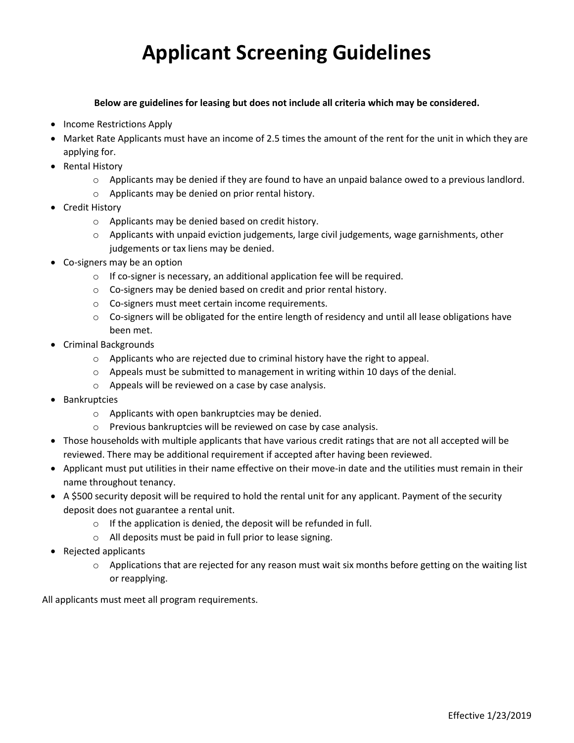# Applicant Screening Guidelines

**Below are guidelines for leasing but does not include all criteria which may be considered.**

- Income Restrictions Apply
- Market Rate Applicants must have an income of 2.5 times the amount of the rent for the unit in which they are applying for.
- Rental History
  - Applicants may be denied if they are found to have an unpaid balance owed to a previous landlord.
  - Applicants may be denied on prior rental history.
- Credit History
  - Applicants may be denied based on credit history.
  - Applicants with unpaid eviction judgements, large civil judgements, wage garnishments, other judgements or tax liens may be denied.
- Co-signers may be an option
  - If co-signer is necessary, an additional application fee will be required.
  - Co-signers may be denied based on credit and prior rental history.
  - Co-signers must meet certain income requirements.
  - Co-signers will be obligated for the entire length of residency and until all lease obligations have been met.
- Criminal Backgrounds
  - Applicants who are rejected due to criminal history have the right to appeal.
  - Appeals must be submitted to management in writing within 10 days of the denial.
  - Appeals will be reviewed on a case by case analysis.
- Bankruptcies
  - Applicants with open bankruptcies may be denied.
  - Previous bankruptcies will be reviewed on case by case analysis.
- Those households with multiple applicants that have various credit ratings that are not all accepted will be reviewed. There may be additional requirement if accepted after having been reviewed.
- Applicant must put utilities in their name effective on their move-in date and the utilities must remain in their name throughout tenancy.
- A $500 security deposit will be required to hold the rental unit for any applicant. Payment of the security deposit does not guarantee a rental unit.
  - If the application is denied, the deposit will be refunded in full.
  - All deposits must be paid in full prior to lease signing.
- Rejected applicants
  - Applications that are rejected for any reason must wait six months before getting on the waiting list or reapplying.

All applicants must meet all program requirements.

Effective 1/23/2019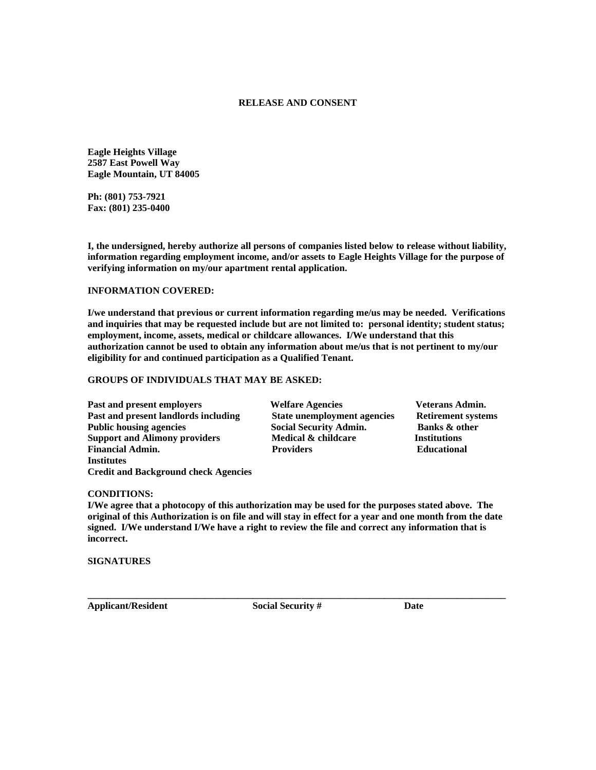# RELEASE AND CONSENT

**Eagle Heights Village**
**2587 East Powell Way**
**Eagle Mountain, UT 84005**

**Ph: (801) 753-7921**
**Fax: (801) 235-0400**

**I, the undersigned, hereby authorize all persons of companies listed below to release without liability, information regarding employment income, and/or assets to Eagle Heights Village for the purpose of verifying information on my/our apartment rental application.**

**INFORMATION COVERED:**

**I/we understand that previous or current information regarding me/us may be needed. Verifications and inquiries that may be requested include but are not limited to: personal identity; student status; employment, income, assets, medical or childcare allowances. I/We understand that this authorization cannot be used to obtain any information about me/us that is not pertinent to my/our eligibility for and continued participation as a Qualified Tenant.**

**GROUPS OF INDIVIDUALS THAT MAY BE ASKED:**

**Past and present employers**
**Past and present landlords including Public housing agencies**
**Support and Alimony providers**
**Financial Admin.**
**Credit and Background check Agencies**
**Welfare Agencies**
**State unemployment agencies**
**Social Security Admin.**
**Medical & childcare Providers**
**Veterans Admin.**
**Retirement systems**
**Banks & other Institutions**
**Educational Institutes**

**CONDITIONS:**
**I/We agree that a photocopy of this authorization may be used for the purposes stated above. The original of this Authorization is on file and will stay in effect for a year and one month from the date signed. I/We understand I/We have a right to review the file and correct any information that is incorrect.**

**SIGNATURES**

\_\_\_\_\_\_\_\_\_\_\_\_\_\_\_\_\_\_\_\_\_\_\_\_\_\_\_\_\_\_\_\_\_\_\_\_\_\_\_\_\_\_\_\_\_\_\_\_\_\_\_\_\_\_\_\_\_\_\_\_\_\_\_\_\_\_\_\_\_\_\_\_\_\_\_\_\_\_

**Applicant/Resident** **Social Security #** **Date**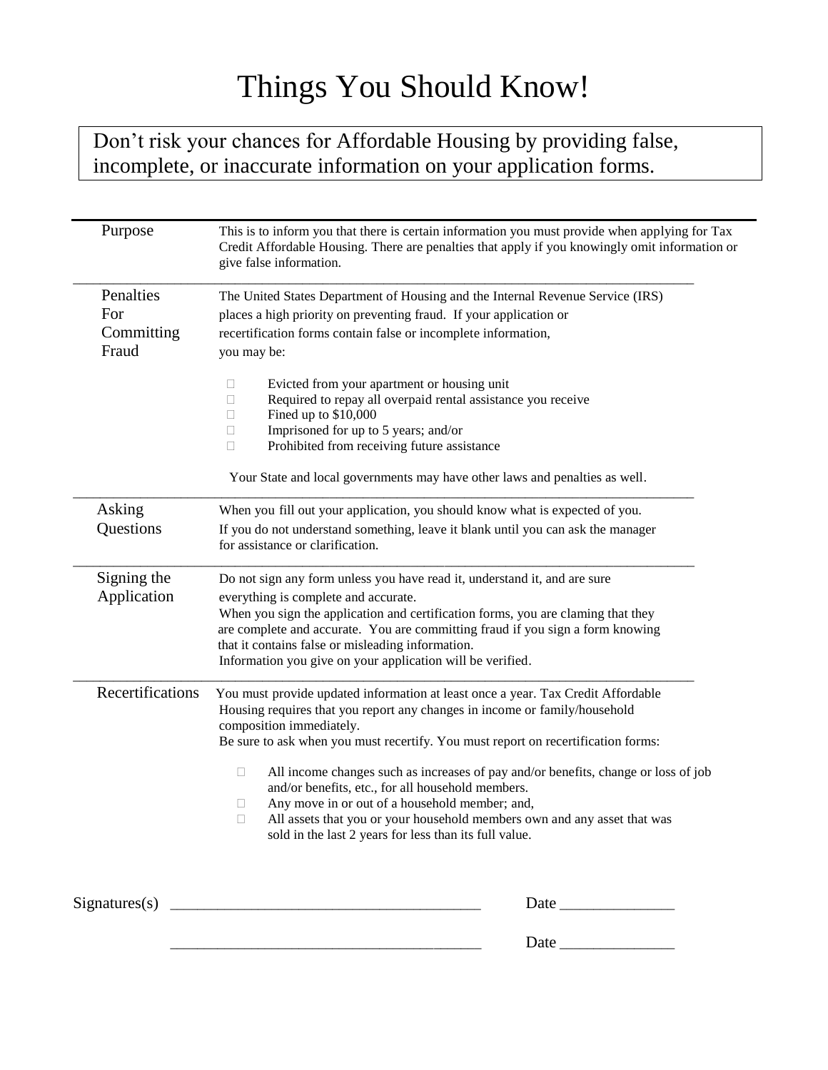# Things You Should Know!

> Don't risk your chances for Affordable Housing by providing false, incomplete, or inaccurate information on your application forms.

---

**Purpose**

This is to inform you that there is certain information you must provide when applying for Tax Credit Affordable Housing. There are penalties that apply if you knowingly omit information or give false information.

---

**Penalties For Committing Fraud**

The United States Department of Housing and the Internal Revenue Service (IRS) places a high priority on preventing fraud. If your application or recertification forms contain false or incomplete information, you may be:

- Evicted from your apartment or housing unit
- Required to repay all overpaid rental assistance you receive
- Fined up to $10,000
- Imprisoned for up to 5 years; and/or
- Prohibited from receiving future assistance

Your State and local governments may have other laws and penalties as well.

---

**Asking Questions**

When you fill out your application, you should know what is expected of you. If you do not understand something, leave it blank until you can ask the manager for assistance or clarification.

---

**Signing the Application**

Do not sign any form unless you have read it, understand it, and are sure everything is complete and accurate.
When you sign the application and certification forms, you are claming that they are complete and accurate. You are committing fraud if you sign a form knowing that it contains false or misleading information.
Information you give on your application will be verified.

---

**Recertifications**

You must provide updated information at least once a year. Tax Credit Affordable Housing requires that you report any changes in income or family/household composition immediately.
Be sure to ask when you must recertify. You must report on recertification forms:

- All income changes such as increases of pay and/or benefits, change or loss of job and/or benefits, etc., for all household members.
- Any move in or out of a household member; and,
- All assets that you or your household members own and any asset that was sold in the last 2 years for less than its full value.

Signatures(s) ________________________________________ Date ______________

________________________________________ Date ______________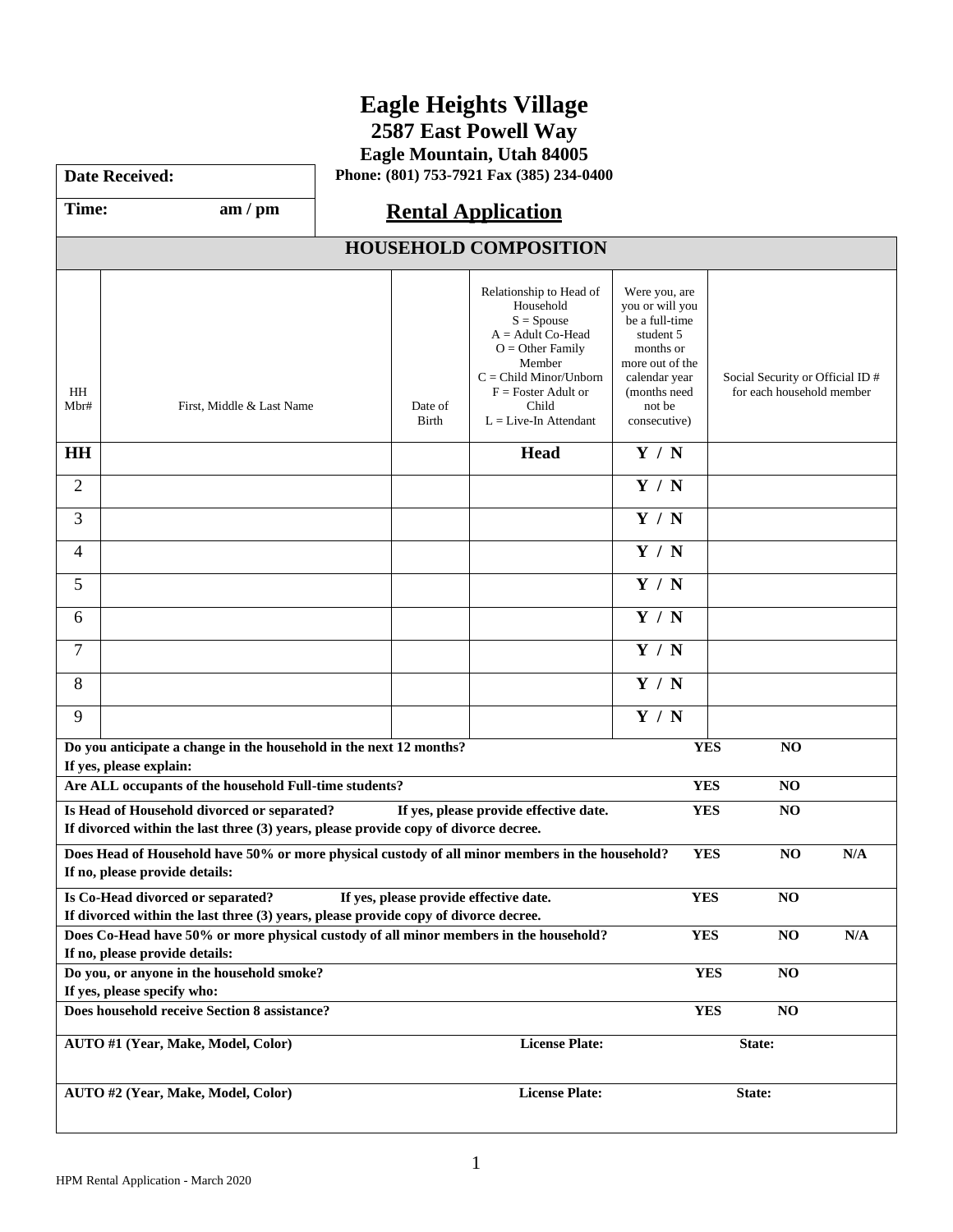# Eagle Heights Village

**2587 East Powell Way**

**Eagle Mountain, Utah 84005**

**Phone: (801) 753-7921 Fax (385) 234-0400**

| **Date Received:** |
|---|
| **Time:** am / pm |

## Rental Application

| HOUSEHOLD COMPOSITION | | | | | |
|---|---|---|---|---|---|
| HH Mbr# | First, Middle & Last Name | Date of Birth | Relationship to Head of Household S = Spouse A = Adult Co-Head O = Other Family Member C = Child Minor/Unborn F = Foster Adult or Child L = Live-In Attendant | Were you, are you or will you be a full-time student 5 months or more out of the calendar year (months need not be consecutive) | Social Security or Official ID # for each household member |
| **HH** | | | **Head** | **Y / N** | |
| 2 | | | | **Y / N** | |
| 3 | | | | **Y / N** | |
| 4 | | | | **Y / N** | |
| 5 | | | | **Y / N** | |
| 6 | | | | **Y / N** | |
| 7 | | | | **Y / N** | |
| 8 | | | | **Y / N** | |
| 9 | | | | **Y / N** | |

| | | | |
|---|---|---|---|
| **Do you anticipate a change in the household in the next 12 months?** **If yes, please explain:** | **YES** | **NO** | |
| **Are ALL occupants of the household Full-time students?** | **YES** | **NO** | |
| **Is Head of Household divorced or separated? If yes, please provide effective date.** **If divorced within the last three (3) years, please provide copy of divorce decree.** | **YES** | **NO** | |
| **Does Head of Household have 50% or more physical custody of all minor members in the household?** **If no, please provide details:** | **YES** | **NO** | **N/A** |
| **Is Co-Head divorced or separated? If yes, please provide effective date.** **If divorced within the last three (3) years, please provide copy of divorce decree.** | **YES** | **NO** | |
| **Does Co-Head have 50% or more physical custody of all minor members in the household?** **If no, please provide details:** | **YES** | **NO** | **N/A** |
| **Do you, or anyone in the household smoke?** **If yes, please specify who:** | **YES** | **NO** | |
| **Does household receive Section 8 assistance?** | **YES** | **NO** | |

| **AUTO #1 (Year, Make, Model, Color)** | **License Plate:** | **State:** |
|---|---|---|
| **AUTO #2 (Year, Make, Model, Color)** | **License Plate:** | **State:** |

HPM Rental Application - March 2020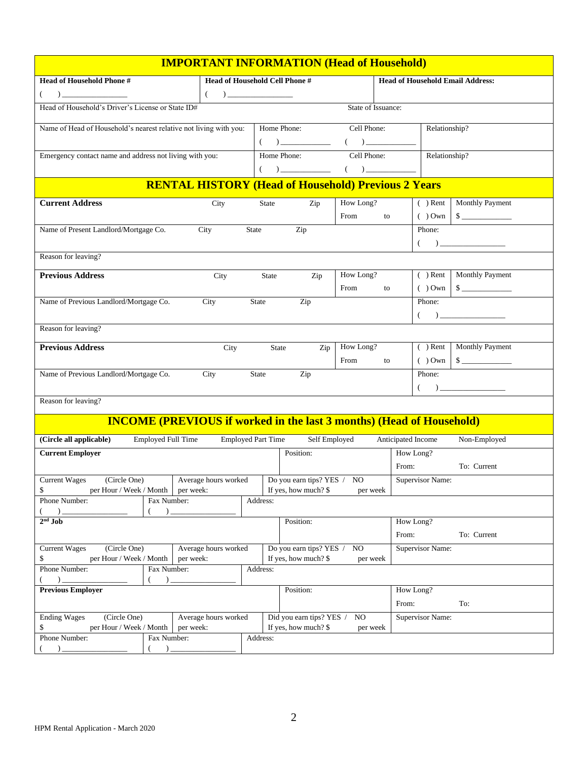## IMPORTANT INFORMATION (Head of Household)

| Head of Household Phone # | Head of Household Cell Phone # | Head of Household Email Address: |
|---|---|---|
| ( ) ________________ | ( ) ________________ | |

| Head of Household's Driver's License or State ID# | State of Issuance: |
|---|---|

| Name of Head of Household's nearest relative not living with you: | Home Phone: ( ) ____________ | Cell Phone: ( ) ____________ | Relationship? |
|---|---|---|---|
| Emergency contact name and address not living with you: | Home Phone: ( ) ____________ | Cell Phone: ( ) ____________ | Relationship? |

## RENTAL HISTORY (Head of Household) Previous 2 Years

| **Current Address** City State Zip | How Long? From to | ( ) Rent ( ) Own | Monthly Payment $ ____________ |
|---|---|---|---|
| Name of Present Landlord/Mortgage Co. City State Zip | | Phone: ( ) ________________ | |
| Reason for leaving? | | | |
| **Previous Address** City State Zip | How Long? From to | ( ) Rent ( ) Own | Monthly Payment $ ____________ |
| Name of Previous Landlord/Mortgage Co. City State Zip | | Phone: ( ) ________________ | |
| Reason for leaving? | | | |
| **Previous Address** City State Zip | How Long? From to | ( ) Rent ( ) Own | Monthly Payment $ ____________ |
| Name of Previous Landlord/Mortgage Co. City State Zip | | Phone: ( ) ________________ | |
| Reason for leaving? | | | |

## INCOME (PREVIOUS if worked in the last 3 months) (Head of Household)

**(Circle all applicable)** Employed Full Time Employed Part Time Self Employed Anticipated Income Non-Employed

| **Current Employer** | | Position: | How Long? From: To: Current |
|---|---|---|---|
| Current Wages (Circle One) $ per Hour / Week / Month | Average hours worked per week: | Do you earn tips? YES / NO If yes, how much? $ per week | Supervisor Name: |
| Phone Number: ( ) ______________ | Fax Number: ( ) ______________ | Address: | |
| **2nd Job** | | Position: | How Long? From: To: Current |
| Current Wages (Circle One) $ per Hour / Week / Month | Average hours worked per week: | Do you earn tips? YES / NO If yes, how much? $ per week | Supervisor Name: |
| Phone Number: ( ) ______________ | Fax Number: ( ) ______________ | Address: | |
| **Previous Employer** | | Position: | How Long? From: To: |
| Ending Wages (Circle One) $ per Hour / Week / Month | Average hours worked per week: | Did you earn tips? YES / NO If yes, how much? $ per week | Supervisor Name: |
| Phone Number: ( ) ______________ | Fax Number: ( ) ______________ | Address: | |

HPM Rental Application - March 2020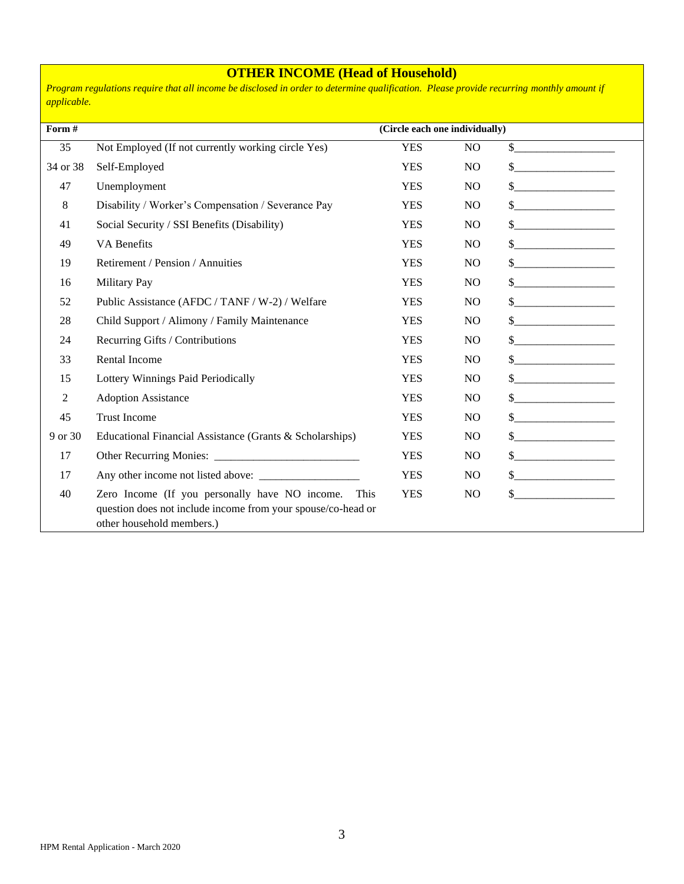## OTHER INCOME (Head of Household)

*Program regulations require that all income be disclosed in order to determine qualification. Please provide recurring monthly amount if applicable.*

| Form # | | (Circle each one individually) | | |
|---|---|---|---|---|
| 35 | Not Employed (If not currently working circle Yes) | YES | NO | $_________________ |
| 34 or 38 | Self-Employed | YES | NO | $_________________ |
| 47 | Unemployment | YES | NO | $_________________ |
| 8 | Disability / Worker's Compensation / Severance Pay | YES | NO | $_________________ |
| 41 | Social Security / SSI Benefits (Disability) | YES | NO | $_________________ |
| 49 | VA Benefits | YES | NO | $_________________ |
| 19 | Retirement / Pension / Annuities | YES | NO | $_________________ |
| 16 | Military Pay | YES | NO | $_________________ |
| 52 | Public Assistance (AFDC / TANF / W-2) / Welfare | YES | NO | $_________________ |
| 28 | Child Support / Alimony / Family Maintenance | YES | NO | $_________________ |
| 24 | Recurring Gifts / Contributions | YES | NO | $_________________ |
| 33 | Rental Income | YES | NO | $_________________ |
| 15 | Lottery Winnings Paid Periodically | YES | NO | $_________________ |
| 2 | Adoption Assistance | YES | NO | $_________________ |
| 45 | Trust Income | YES | NO | $_________________ |
| 9 or 30 | Educational Financial Assistance (Grants & Scholarships) | YES | NO | $_________________ |
| 17 | Other Recurring Monies: _________________________ | YES | NO | $_________________ |
| 17 | Any other income not listed above: __________________ | YES | NO | $_________________ |
| 40 | Zero Income (If you personally have NO income. This question does not include income from your spouse/co-head or other household members.) | YES | NO | $_________________ |

HPM Rental Application - March 2020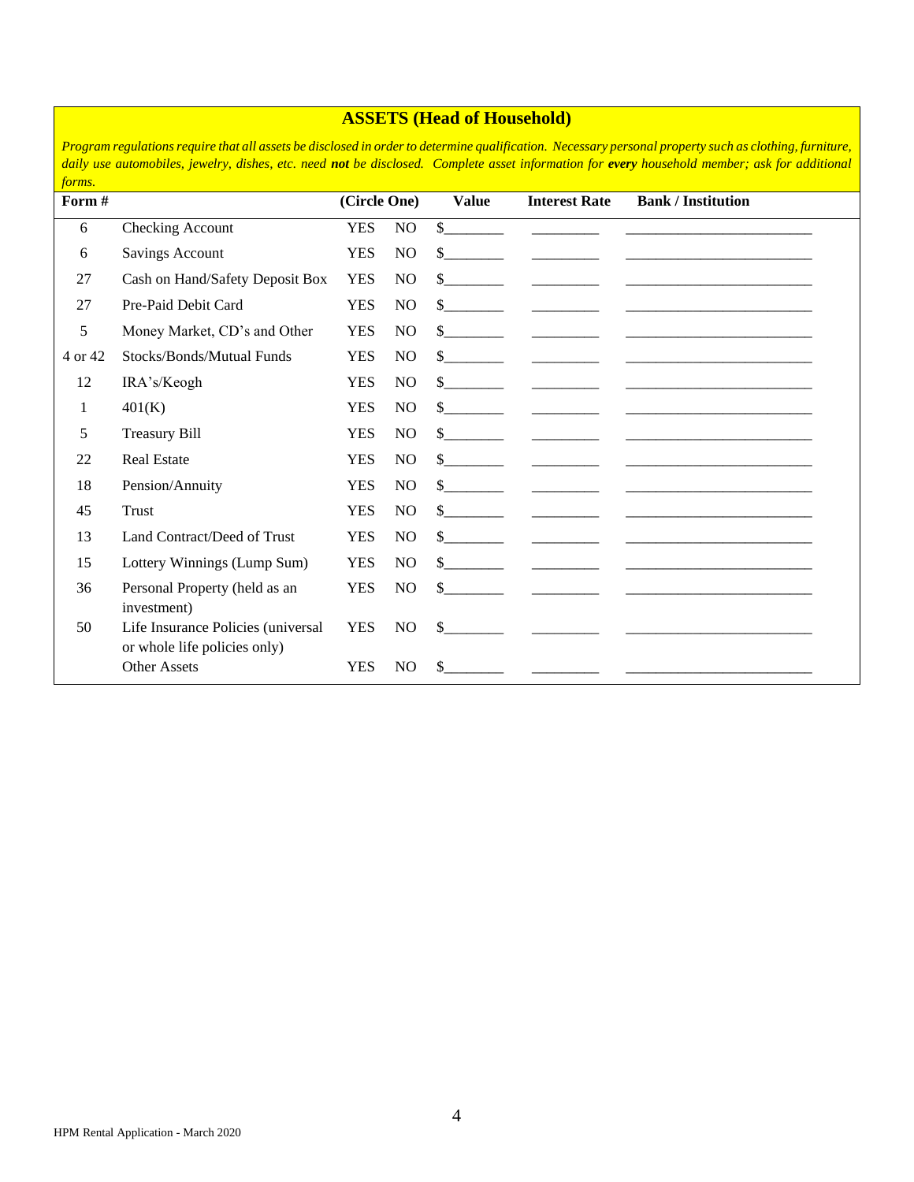## ASSETS (Head of Household)

*Program regulations require that all assets be disclosed in order to determine qualification. Necessary personal property such as clothing, furniture, daily use automobiles, jewelry, dishes, etc. need* ***not*** *be disclosed. Complete asset information for* ***every*** *household member; ask for additional forms.*

| Form # | | (Circle One) | | Value | Interest Rate | Bank / Institution |
|---|---|---|---|---|---|---|
| 6 | Checking Account | YES | NO | $________ | _________ | _________________________ |
| 6 | Savings Account | YES | NO | $________ | _________ | _________________________ |
| 27 | Cash on Hand/Safety Deposit Box | YES | NO | $________ | _________ | _________________________ |
| 27 | Pre-Paid Debit Card | YES | NO | $________ | _________ | _________________________ |
| 5 | Money Market, CD's and Other | YES | NO | $________ | _________ | _________________________ |
| 4 or 42 | Stocks/Bonds/Mutual Funds | YES | NO | $________ | _________ | _________________________ |
| 12 | IRA's/Keogh | YES | NO | $________ | _________ | _________________________ |
| 1 | 401(K) | YES | NO | $________ | _________ | _________________________ |
| 5 | Treasury Bill | YES | NO | $________ | _________ | _________________________ |
| 22 | Real Estate | YES | NO | $________ | _________ | _________________________ |
| 18 | Pension/Annuity | YES | NO | $________ | _________ | _________________________ |
| 45 | Trust | YES | NO | $________ | _________ | _________________________ |
| 13 | Land Contract/Deed of Trust | YES | NO | $________ | _________ | _________________________ |
| 15 | Lottery Winnings (Lump Sum) | YES | NO | $________ | _________ | _________________________ |
| 36 | Personal Property (held as an investment) | YES | NO | $________ | _________ | _________________________ |
| 50 | Life Insurance Policies (universal or whole life policies only) | YES | NO | $________ | _________ | _________________________ |
| | Other Assets | YES | NO | $________ | _________ | _________________________ |

HPM Rental Application - March 2020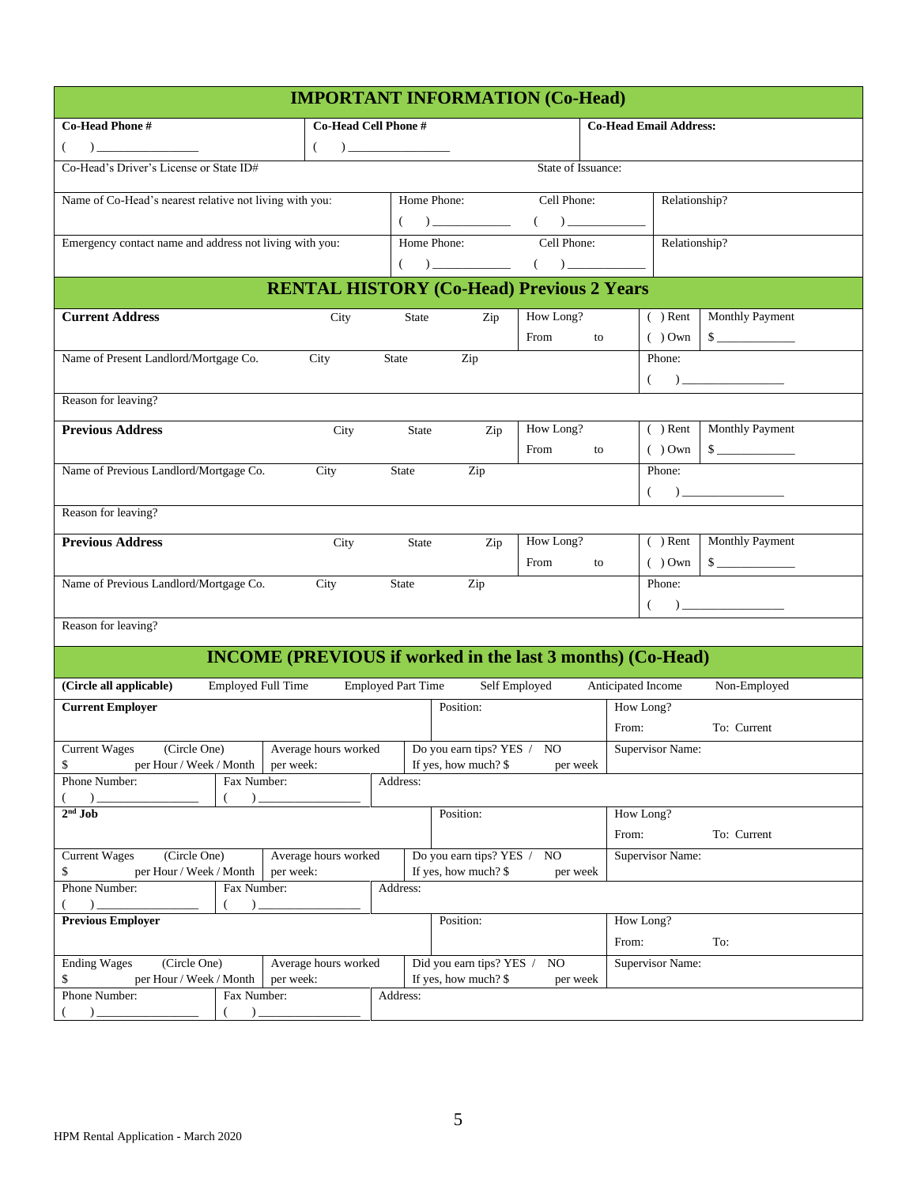## IMPORTANT INFORMATION (Co-Head)

| **Co-Head Phone #** | **Co-Head Cell Phone #** | **Co-Head Email Address:** |
|---|---|---|
| (    ) ________________ | (    ) ________________ | |

| Co-Head's Driver's License or State ID# | State of Issuance: |
|---|---|

| Name of Co-Head's nearest relative not living with you: | Home Phone: | Cell Phone: | Relationship? |
|---|---|---|---|
| | (    ) ____________ | (    ) ____________ | |
| Emergency contact name and address not living with you: | Home Phone: | Cell Phone: | Relationship? |
| | (    ) ____________ | (    ) ____________ | |

## RENTAL HISTORY (Co-Head) Previous 2 Years

| **Current Address** | City | State | Zip | How Long? From to | ( ) Rent ( ) Own | Monthly Payment $ ____________ |
|---|---|---|---|---|---|---|
| Name of Present Landlord/Mortgage Co. | City | State | Zip | | Phone: (    ) ________________ | |
| Reason for leaving? | | | | | | |
| **Previous Address** | City | State | Zip | How Long? From to | ( ) Rent ( ) Own | Monthly Payment $ ____________ |
| Name of Previous Landlord/Mortgage Co. | City | State | Zip | | Phone: (    ) ________________ | |
| Reason for leaving? | | | | | | |
| **Previous Address** | City | State | Zip | How Long? From to | ( ) Rent ( ) Own | Monthly Payment $ ____________ |
| Name of Previous Landlord/Mortgage Co. | City | State | Zip | | Phone: (    ) ________________ | |
| Reason for leaving? | | | | | | |

## INCOME (PREVIOUS if worked in the last 3 months) (Co-Head)

**(Circle all applicable)** Employed Full Time Employed Part Time Self Employed Anticipated Income Non-Employed

| **Current Employer** | | Position: | How Long? From: To: Current |
|---|---|---|---|
| Current Wages (Circle One) $ per Hour / Week / Month | Average hours worked per week: | Do you earn tips? YES / NO If yes, how much? $ per week | Supervisor Name: |
| Phone Number: (    ) ____________ | Fax Number: (    ) ____________ | Address: | |
| **2nd Job** | | Position: | How Long? From: To: Current |
| Current Wages (Circle One) $ per Hour / Week / Month | Average hours worked per week: | Do you earn tips? YES / NO If yes, how much? $ per week | Supervisor Name: |
| Phone Number: (    ) ____________ | Fax Number: (    ) ____________ | Address: | |
| **Previous Employer** | | Position: | How Long? From: To: |
| Ending Wages (Circle One) $ per Hour / Week / Month | Average hours worked per week: | Did you earn tips? YES / NO If yes, how much? $ per week | Supervisor Name: |
| Phone Number: (    ) ____________ | Fax Number: (    ) ____________ | Address: | |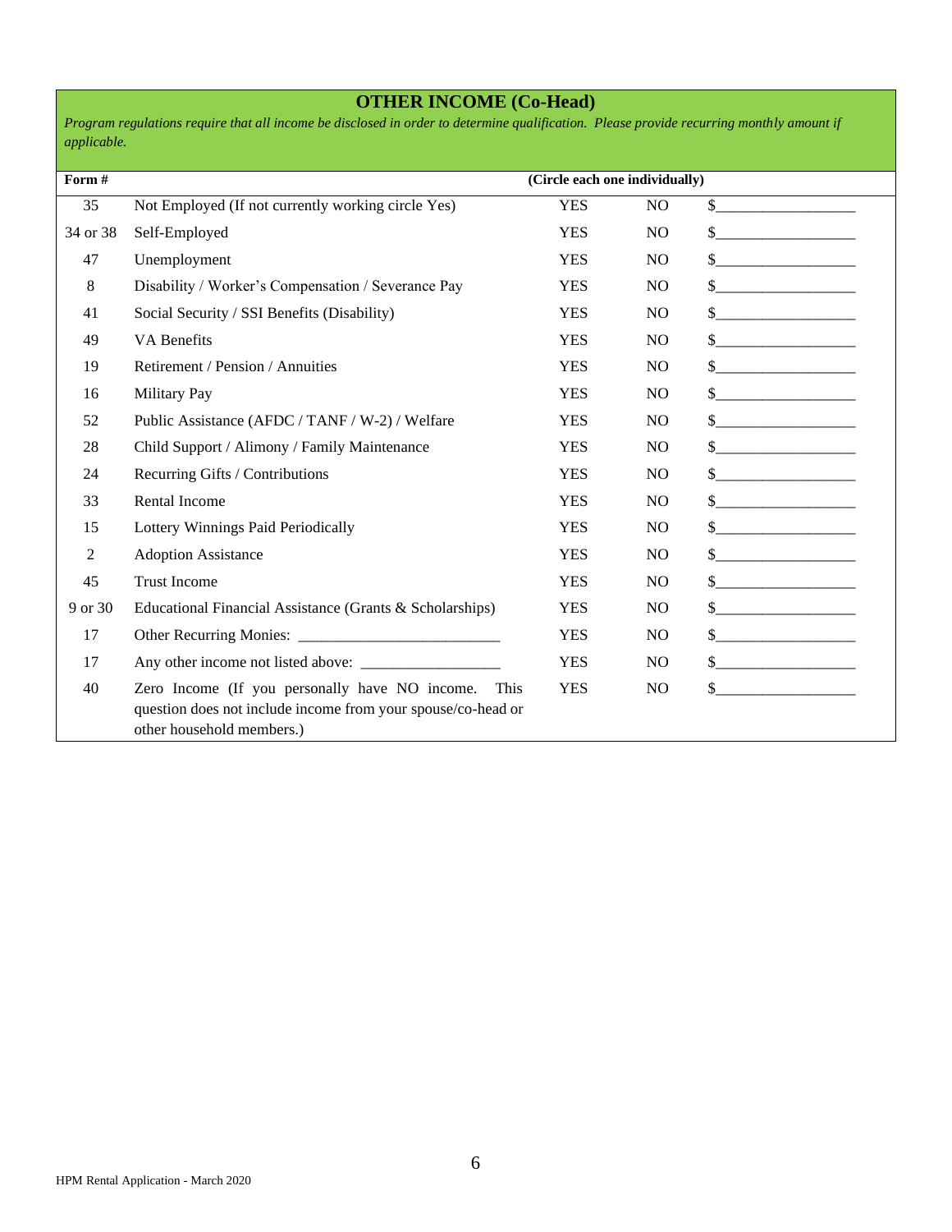## OTHER INCOME (Co-Head)

*Program regulations require that all income be disclosed in order to determine qualification. Please provide recurring monthly amount if applicable.*

| Form # | | (Circle each one individually) | | |
|---|---|---|---|---|
| 35 | Not Employed (If not currently working circle Yes) | YES | NO | $__________________ |
| 34 or 38 | Self-Employed | YES | NO | $__________________ |
| 47 | Unemployment | YES | NO | $__________________ |
| 8 | Disability / Worker's Compensation / Severance Pay | YES | NO | $__________________ |
| 41 | Social Security / SSI Benefits (Disability) | YES | NO | $__________________ |
| 49 | VA Benefits | YES | NO | $__________________ |
| 19 | Retirement / Pension / Annuities | YES | NO | $__________________ |
| 16 | Military Pay | YES | NO | $__________________ |
| 52 | Public Assistance (AFDC / TANF / W-2) / Welfare | YES | NO | $__________________ |
| 28 | Child Support / Alimony / Family Maintenance | YES | NO | $__________________ |
| 24 | Recurring Gifts / Contributions | YES | NO | $__________________ |
| 33 | Rental Income | YES | NO | $__________________ |
| 15 | Lottery Winnings Paid Periodically | YES | NO | $__________________ |
| 2 | Adoption Assistance | YES | NO | $__________________ |
| 45 | Trust Income | YES | NO | $__________________ |
| 9 or 30 | Educational Financial Assistance (Grants & Scholarships) | YES | NO | $__________________ |
| 17 | Other Recurring Monies: __________________________ | YES | NO | $__________________ |
| 17 | Any other income not listed above: __________________ | YES | NO | $__________________ |
| 40 | Zero Income (If you personally have NO income. This question does not include income from your spouse/co-head or other household members.) | YES | NO | $__________________ |

HPM Rental Application - March 2020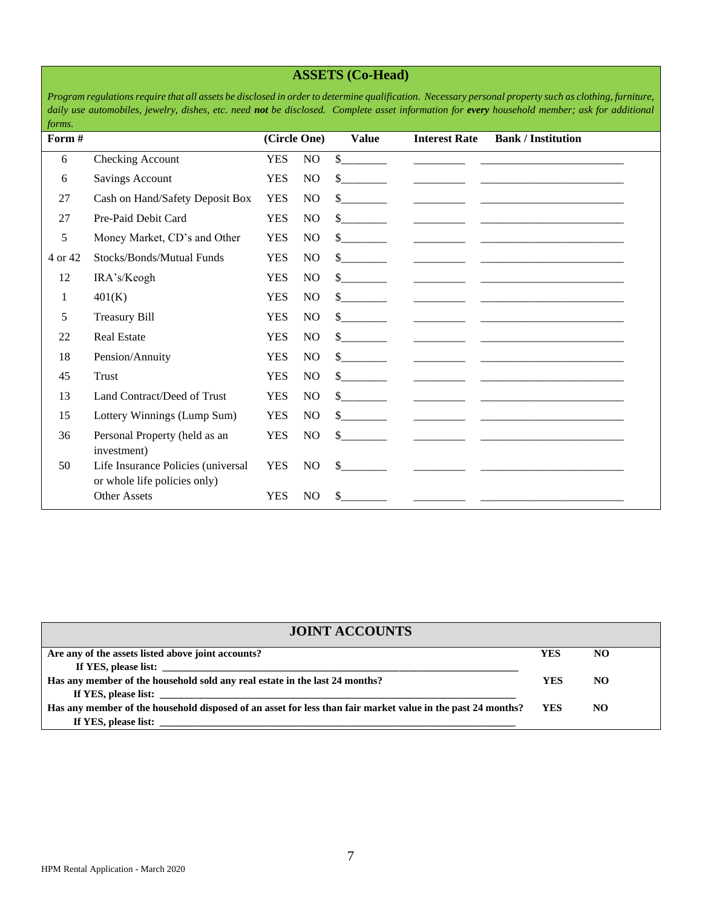## ASSETS (Co-Head)

*Program regulations require that all assets be disclosed in order to determine qualification. Necessary personal property such as clothing, furniture, daily use automobiles, jewelry, dishes, etc. need* ***not*** *be disclosed. Complete asset information for* ***every*** *household member; ask for additional forms.*

| Form # | | (Circle One) | | Value | Interest Rate | Bank / Institution |
|---|---|---|---|---|---|---|
| 6 | Checking Account | YES | NO | $_______ | ________ | ______________________ |
| 6 | Savings Account | YES | NO | $_______ | ________ | ______________________ |
| 27 | Cash on Hand/Safety Deposit Box | YES | NO | $_______ | ________ | ______________________ |
| 27 | Pre-Paid Debit Card | YES | NO | $_______ | ________ | ______________________ |
| 5 | Money Market, CD's and Other | YES | NO | $_______ | ________ | ______________________ |
| 4 or 42 | Stocks/Bonds/Mutual Funds | YES | NO | $_______ | ________ | ______________________ |
| 12 | IRA's/Keogh | YES | NO | $_______ | ________ | ______________________ |
| 1 | 401(K) | YES | NO | $_______ | ________ | ______________________ |
| 5 | Treasury Bill | YES | NO | $_______ | ________ | ______________________ |
| 22 | Real Estate | YES | NO | $_______ | ________ | ______________________ |
| 18 | Pension/Annuity | YES | NO | $_______ | ________ | ______________________ |
| 45 | Trust | YES | NO | $_______ | ________ | ______________________ |
| 13 | Land Contract/Deed of Trust | YES | NO | $_______ | ________ | ______________________ |
| 15 | Lottery Winnings (Lump Sum) | YES | NO | $_______ | ________ | ______________________ |
| 36 | Personal Property (held as an investment) | YES | NO | $_______ | ________ | ______________________ |
| 50 | Life Insurance Policies (universal or whole life policies only) | YES | NO | $_______ | ________ | ______________________ |
| | Other Assets | YES | NO | $_______ | ________ | ______________________ |

## JOINT ACCOUNTS

| | | |
|---|---|---|
| **Are any of the assets listed above joint accounts?** **If YES, please list:** ______________________________ | **YES** | **NO** |
| **Has any member of the household sold any real estate in the last 24 months?** **If YES, please list:** ______________________________ | **YES** | **NO** |
| **Has any member of the household disposed of an asset for less than fair market value in the past 24 months?** **If YES, please list:** ______________________________ | **YES** | **NO** |

HPM Rental Application - March 2020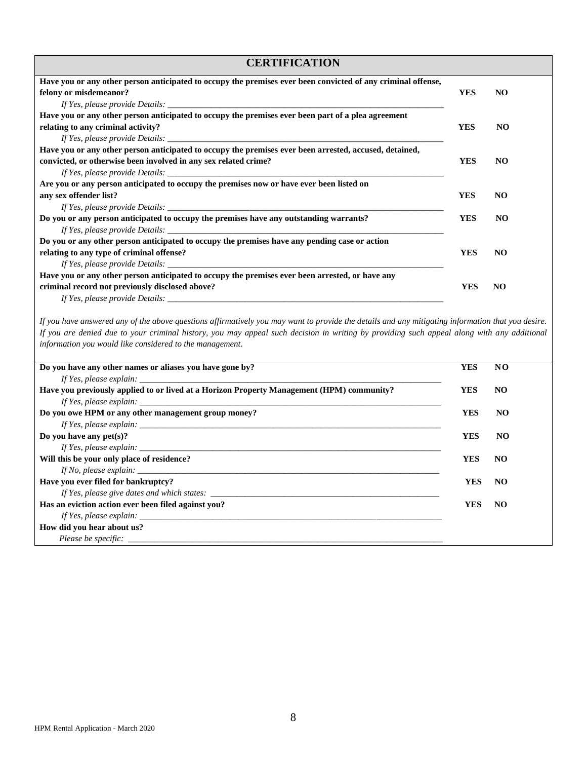## CERTIFICATION

**Have you or any other person anticipated to occupy the premises ever been convicted of any criminal offense, felony or misdemeanor?** **YES** **NO**

*If Yes, please provide Details:* ______________________________________________________________

**Have you or any other person anticipated to occupy the premises ever been part of a plea agreement relating to any criminal activity?** **YES** **NO**

*If Yes, please provide Details:* ______________________________________________________________

**Have you or any other person anticipated to occupy the premises ever been arrested, accused, detained, convicted, or otherwise been involved in any sex related crime?** **YES** **NO**

*If Yes, please provide Details:* ______________________________________________________________

**Are you or any person anticipated to occupy the premises now or have ever been listed on any sex offender list?** **YES** **NO**

*If Yes, please provide Details:* ______________________________________________________________

**Do you or any person anticipated to occupy the premises have any outstanding warrants?** **YES** **NO**

*If Yes, please provide Details:* ______________________________________________________________

**Do you or any other person anticipated to occupy the premises have any pending case or action relating to any type of criminal offense?** **YES** **NO**

*If Yes, please provide Details:* ______________________________________________________________

**Have you or any other person anticipated to occupy the premises ever been arrested, or have any criminal record not previously disclosed above?** **YES** **NO**

*If Yes, please provide Details:* ______________________________________________________________

*If you have answered any of the above questions affirmatively you may want to provide the details and any mitigating information that you desire. If you are denied due to your criminal history, you may appeal such decision in writing by providing such appeal along with any additional information you would like considered to the management.*

---

**Do you have any other names or aliases you have gone by?** **YES** **NO**

*If Yes, please explain:* ______________________________________________________________

**Have you previously applied to or lived at a Horizon Property Management (HPM) community?** **YES** **NO**

*If Yes, please explain:* ______________________________________________________________

**Do you owe HPM or any other management group money?** **YES** **NO**

*If Yes, please explain:* ______________________________________________________________

**Do you have any pet(s)?** **YES** **NO**

*If Yes, please explain:* ______________________________________________________________

**Will this be your only place of residence?** **YES** **NO**

*If No, please explain:* ______________________________________________________________

**Have you ever filed for bankruptcy?** **YES** **NO**

*If Yes, please give dates and which states:* ______________________________________________

**Has an eviction action ever been filed against you?** **YES** **NO**

*If Yes, please explain:* ______________________________________________________________

**How did you hear about us?**

*Please be specific:* ______________________________________________________________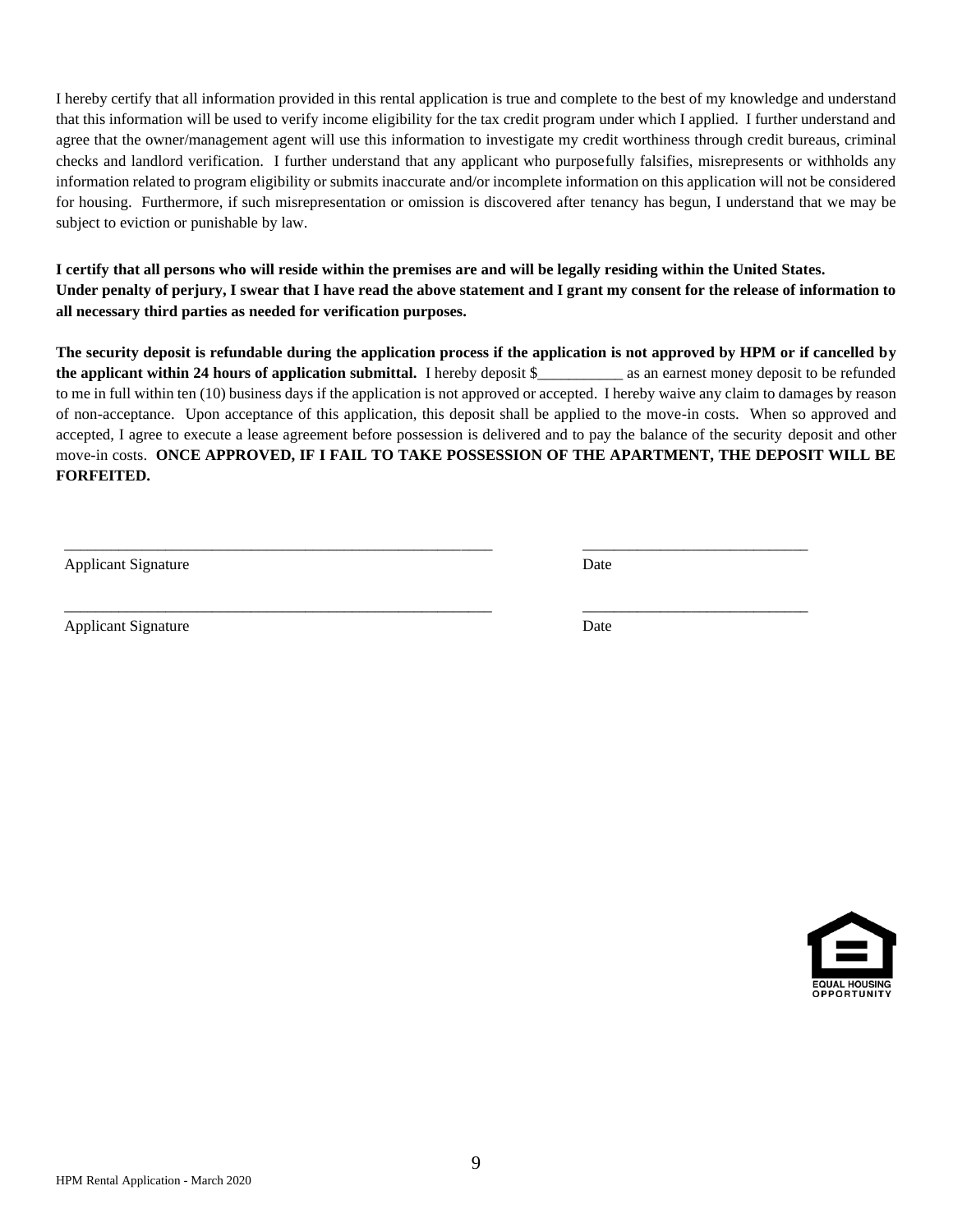I hereby certify that all information provided in this rental application is true and complete to the best of my knowledge and understand that this information will be used to verify income eligibility for the tax credit program under which I applied. I further understand and agree that the owner/management agent will use this information to investigate my credit worthiness through credit bureaus, criminal checks and landlord verification. I further understand that any applicant who purposefully falsifies, misrepresents or withholds any information related to program eligibility or submits inaccurate and/or incomplete information on this application will not be considered for housing. Furthermore, if such misrepresentation or omission is discovered after tenancy has begun, I understand that we may be subject to eviction or punishable by law.

**I certify that all persons who will reside within the premises are and will be legally residing within the United States. Under penalty of perjury, I swear that I have read the above statement and I grant my consent for the release of information to all necessary third parties as needed for verification purposes.**

**The security deposit is refundable during the application process if the application is not approved by HPM or if cancelled by the applicant within 24 hours of application submittal.** I hereby deposit $___________ as an earnest money deposit to be refunded to me in full within ten (10) business days if the application is not approved or accepted. I hereby waive any claim to damages by reason of non-acceptance. Upon acceptance of this application, this deposit shall be applied to the move-in costs. When so approved and accepted, I agree to execute a lease agreement before possession is delivered and to pay the balance of the security deposit and other move-in costs. **ONCE APPROVED, IF I FAIL TO TAKE POSSESSION OF THE APARTMENT, THE DEPOSIT WILL BE FORFEITED.**

_______________________________________________________ ____________________________

Applicant Signature Date

_______________________________________________________ ____________________________

Applicant Signature Date

EQUAL HOUSING OPPORTUNITY